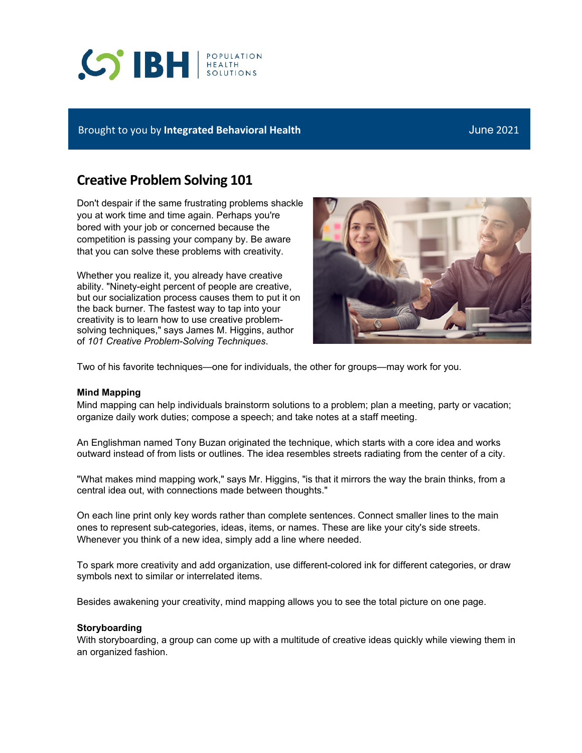Brought to you by **Integrated Behavioral Health** June 2021

# Creative Problem Solving 101

Don't despair if the same frustrating problems shackle you at work time and time again. Perhaps you're bored with your job or concerned because the competition is passing your company by. Be aware that you can solve these problems with creativity.

Whether you realize it, you already have creative ability. "Ninety-eight percent of people are creative, but our socialization process causes them to put it on the back burner. The fastest way to tap into your creativity is to learn how to use creative problem-solving techniques," says James M. Higgins, author of *101 Creative Problem-Solving Techniques*.

Two of his favorite techniques—one for individuals, the other for groups—may work for you.

**Mind Mapping**

Mind mapping can help individuals brainstorm solutions to a problem; plan a meeting, party or vacation; organize daily work duties; compose a speech; and take notes at a staff meeting.

An Englishman named Tony Buzan originated the technique, which starts with a core idea and works outward instead of from lists or outlines. The idea resembles streets radiating from the center of a city.

"What makes mind mapping work," says Mr. Higgins, "is that it mirrors the way the brain thinks, from a central idea out, with connections made between thoughts."

On each line print only key words rather than complete sentences. Connect smaller lines to the main ones to represent sub-categories, ideas, items, or names. These are like your city's side streets. Whenever you think of a new idea, simply add a line where needed.

To spark more creativity and add organization, use different-colored ink for different categories, or draw symbols next to similar or interrelated items.

Besides awakening your creativity, mind mapping allows you to see the total picture on one page.

**Storyboarding**

With storyboarding, a group can come up with a multitude of creative ideas quickly while viewing them in an organized fashion.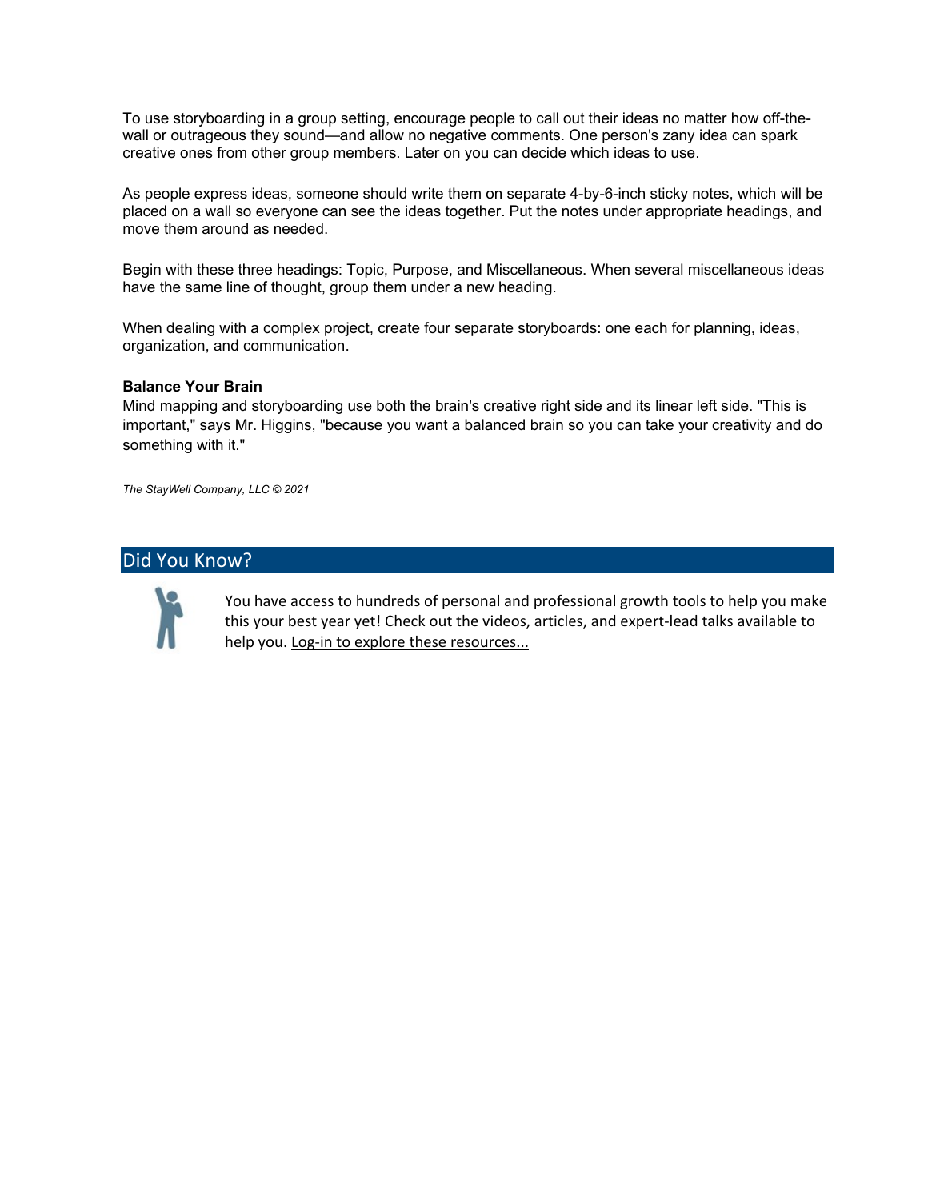To use storyboarding in a group setting, encourage people to call out their ideas no matter how off-the-wall or outrageous they sound—and allow no negative comments. One person's zany idea can spark creative ones from other group members. Later on you can decide which ideas to use.

As people express ideas, someone should write them on separate 4-by-6-inch sticky notes, which will be placed on a wall so everyone can see the ideas together. Put the notes under appropriate headings, and move them around as needed.

Begin with these three headings: Topic, Purpose, and Miscellaneous. When several miscellaneous ideas have the same line of thought, group them under a new heading.

When dealing with a complex project, create four separate storyboards: one each for planning, ideas, organization, and communication.

**Balance Your Brain**

Mind mapping and storyboarding use both the brain's creative right side and its linear left side. "This is important," says Mr. Higgins, "because you want a balanced brain so you can take your creativity and do something with it."

*The StayWell Company, LLC © 2021*

## Did You Know?

You have access to hundreds of personal and professional growth tools to help you make this your best year yet! Check out the videos, articles, and expert-lead talks available to help you. Log-in to explore these resources...